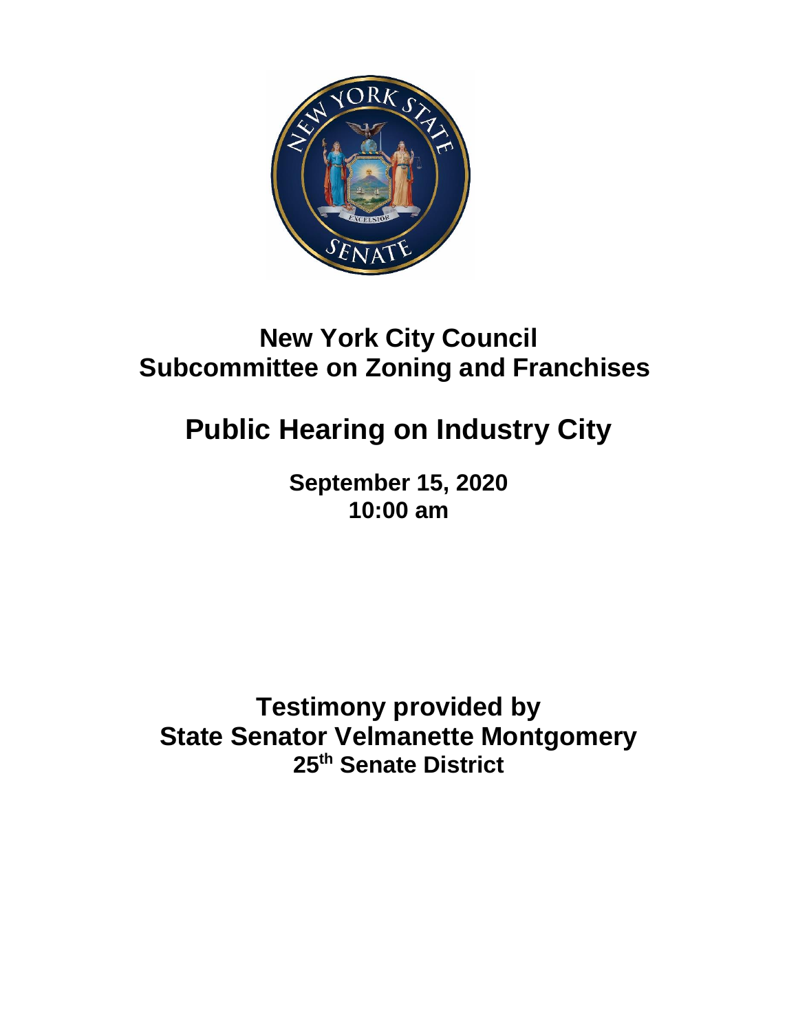# New York City Council
# Subcommittee on Zoning and Franchises

# Public Hearing on Industry City

**September 15, 2020**
**10:00 am**

## Testimony provided by
## State Senator Velmanette Montgomery
## 25th Senate District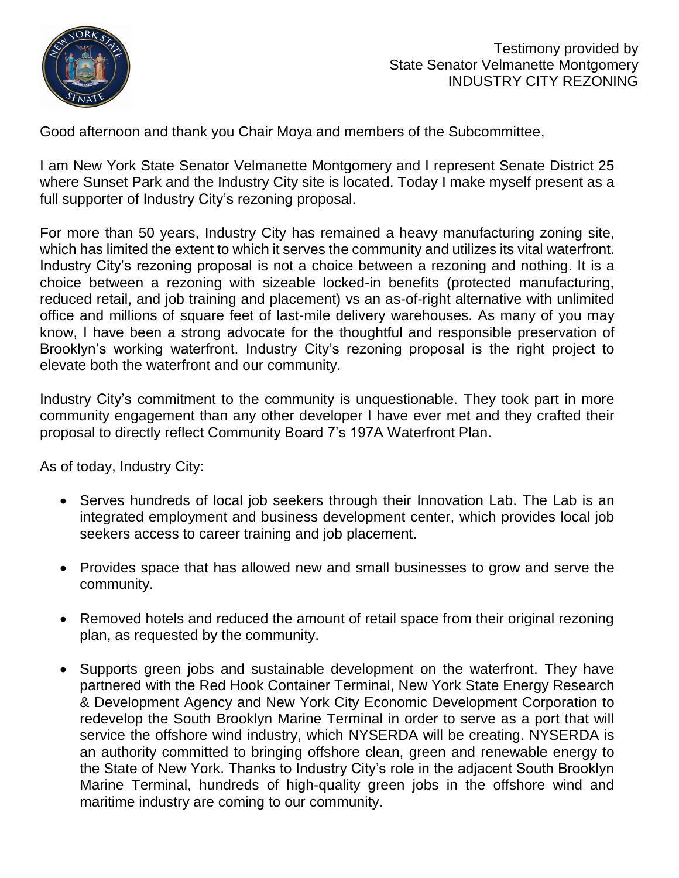Testimony provided by
State Senator Velmanette Montgomery
INDUSTRY CITY REZONING

Good afternoon and thank you Chair Moya and members of the Subcommittee,

I am New York State Senator Velmanette Montgomery and I represent Senate District 25 where Sunset Park and the Industry City site is located. Today I make myself present as a full supporter of Industry City's rezoning proposal.

For more than 50 years, Industry City has remained a heavy manufacturing zoning site, which has limited the extent to which it serves the community and utilizes its vital waterfront. Industry City's rezoning proposal is not a choice between a rezoning and nothing. It is a choice between a rezoning with sizeable locked-in benefits (protected manufacturing, reduced retail, and job training and placement) vs an as-of-right alternative with unlimited office and millions of square feet of last-mile delivery warehouses. As many of you may know, I have been a strong advocate for the thoughtful and responsible preservation of Brooklyn's working waterfront. Industry City's rezoning proposal is the right project to elevate both the waterfront and our community.

Industry City's commitment to the community is unquestionable. They took part in more community engagement than any other developer I have ever met and they crafted their proposal to directly reflect Community Board 7's 197A Waterfront Plan.

As of today, Industry City:

- Serves hundreds of local job seekers through their Innovation Lab. The Lab is an integrated employment and business development center, which provides local job seekers access to career training and job placement.
- Provides space that has allowed new and small businesses to grow and serve the community.
- Removed hotels and reduced the amount of retail space from their original rezoning plan, as requested by the community.
- Supports green jobs and sustainable development on the waterfront. They have partnered with the Red Hook Container Terminal, New York State Energy Research & Development Agency and New York City Economic Development Corporation to redevelop the South Brooklyn Marine Terminal in order to serve as a port that will service the offshore wind industry, which NYSERDA will be creating. NYSERDA is an authority committed to bringing offshore clean, green and renewable energy to the State of New York. Thanks to Industry City's role in the adjacent South Brooklyn Marine Terminal, hundreds of high-quality green jobs in the offshore wind and maritime industry are coming to our community.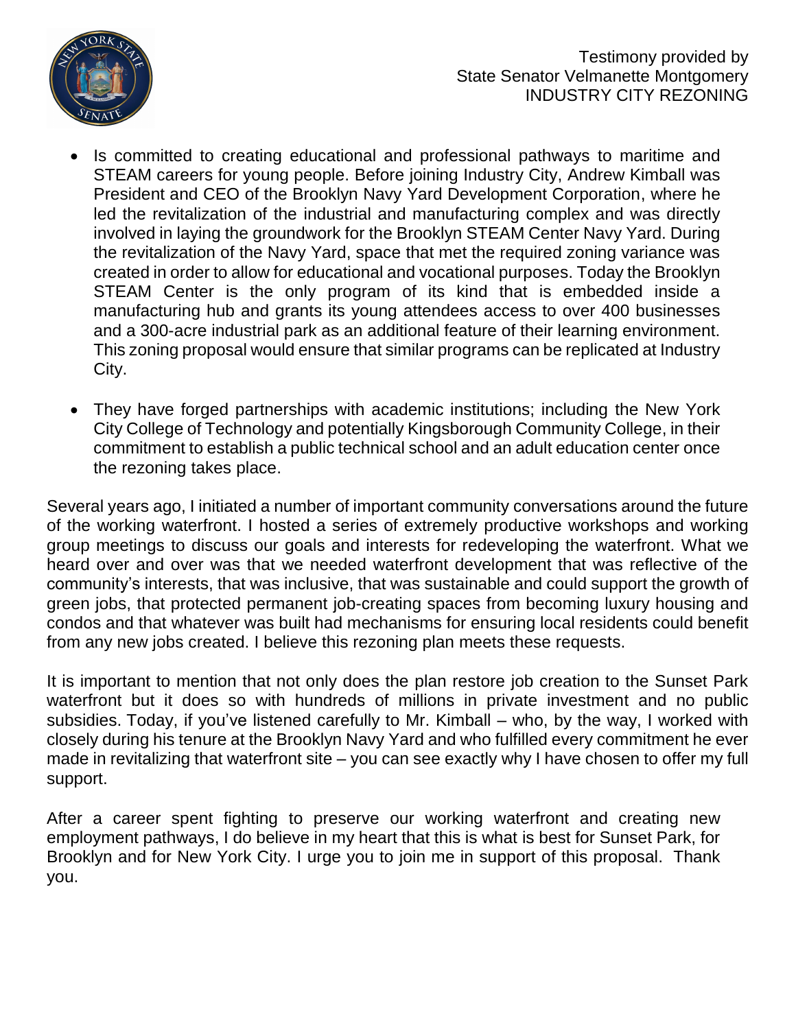- Is committed to creating educational and professional pathways to maritime and STEAM careers for young people. Before joining Industry City, Andrew Kimball was President and CEO of the Brooklyn Navy Yard Development Corporation, where he led the revitalization of the industrial and manufacturing complex and was directly involved in laying the groundwork for the Brooklyn STEAM Center Navy Yard. During the revitalization of the Navy Yard, space that met the required zoning variance was created in order to allow for educational and vocational purposes. Today the Brooklyn STEAM Center is the only program of its kind that is embedded inside a manufacturing hub and grants its young attendees access to over 400 businesses and a 300-acre industrial park as an additional feature of their learning environment. This zoning proposal would ensure that similar programs can be replicated at Industry City.

- They have forged partnerships with academic institutions; including the New York City College of Technology and potentially Kingsborough Community College, in their commitment to establish a public technical school and an adult education center once the rezoning takes place.

Several years ago, I initiated a number of important community conversations around the future of the working waterfront. I hosted a series of extremely productive workshops and working group meetings to discuss our goals and interests for redeveloping the waterfront. What we heard over and over was that we needed waterfront development that was reflective of the community's interests, that was inclusive, that was sustainable and could support the growth of green jobs, that protected permanent job-creating spaces from becoming luxury housing and condos and that whatever was built had mechanisms for ensuring local residents could benefit from any new jobs created. I believe this rezoning plan meets these requests.

It is important to mention that not only does the plan restore job creation to the Sunset Park waterfront but it does so with hundreds of millions in private investment and no public subsidies. Today, if you've listened carefully to Mr. Kimball – who, by the way, I worked with closely during his tenure at the Brooklyn Navy Yard and who fulfilled every commitment he ever made in revitalizing that waterfront site – you can see exactly why I have chosen to offer my full support.

After a career spent fighting to preserve our working waterfront and creating new employment pathways, I do believe in my heart that this is what is best for Sunset Park, for Brooklyn and for New York City. I urge you to join me in support of this proposal. Thank you.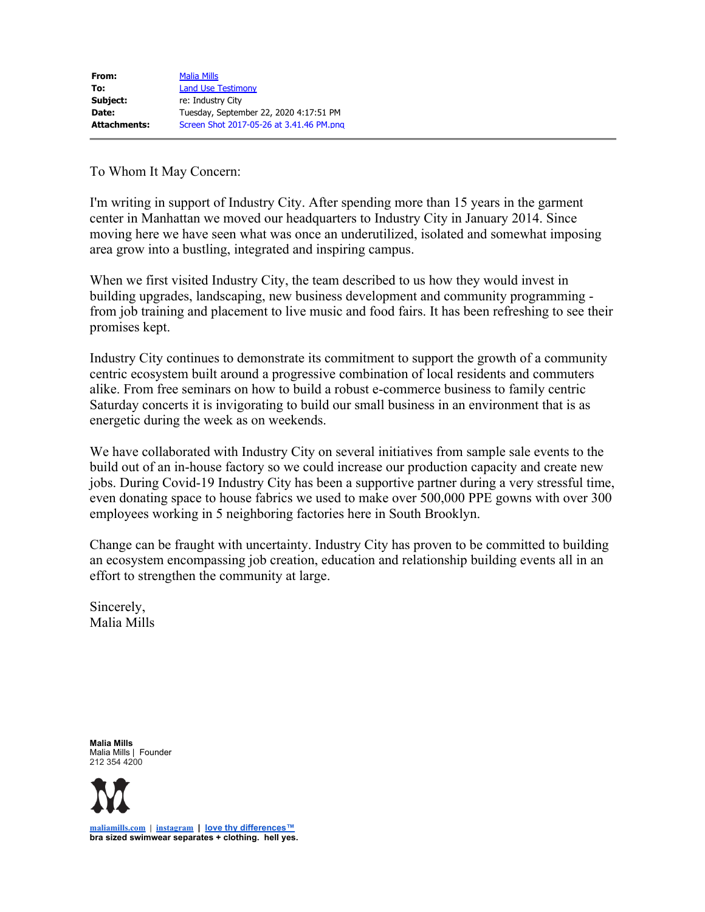| | |
|---|---|
| **From:** | Malia Mills |
| **To:** | Land Use Testimony |
| **Subject:** | re: Industry City |
| **Date:** | Tuesday, September 22, 2020 4:17:51 PM |
| **Attachments:** | Screen Shot 2017-05-26 at 3.41.46 PM.png |

To Whom It May Concern:

I'm writing in support of Industry City. After spending more than 15 years in the garment center in Manhattan we moved our headquarters to Industry City in January 2014. Since moving here we have seen what was once an underutilized, isolated and somewhat imposing area grow into a bustling, integrated and inspiring campus.

When we first visited Industry City, the team described to us how they would invest in building upgrades, landscaping, new business development and community programming - from job training and placement to live music and food fairs. It has been refreshing to see their promises kept.

Industry City continues to demonstrate its commitment to support the growth of a community centric ecosystem built around a progressive combination of local residents and commuters alike. From free seminars on how to build a robust e-commerce business to family centric Saturday concerts it is invigorating to build our small business in an environment that is as energetic during the week as on weekends.

We have collaborated with Industry City on several initiatives from sample sale events to the build out of an in-house factory so we could increase our production capacity and create new jobs. During Covid-19 Industry City has been a supportive partner during a very stressful time, even donating space to house fabrics we used to make over 500,000 PPE gowns with over 300 employees working in 5 neighboring factories here in South Brooklyn.

Change can be fraught with uncertainty. Industry City has proven to be committed to building an ecosystem encompassing job creation, education and relationship building events all in an effort to strengthen the community at large.

Sincerely,
Malia Mills

**Malia Mills**
Malia Mills | Founder
212 354 4200

maliamills.com | instagram | love thy differences™
**bra sized swimwear separates + clothing. hell yes.**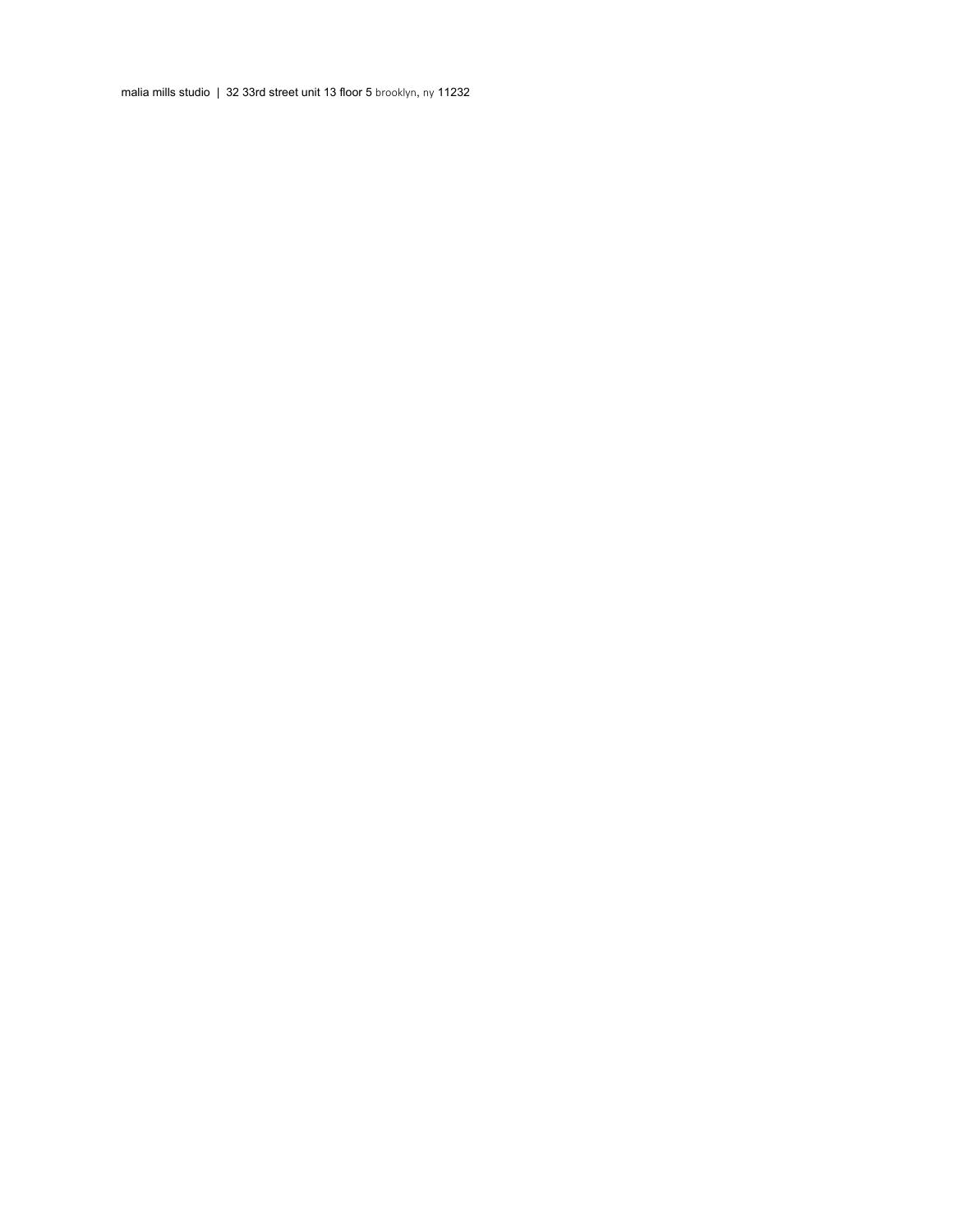malia mills studio | 32 33rd street unit 13 floor 5 brooklyn, ny 11232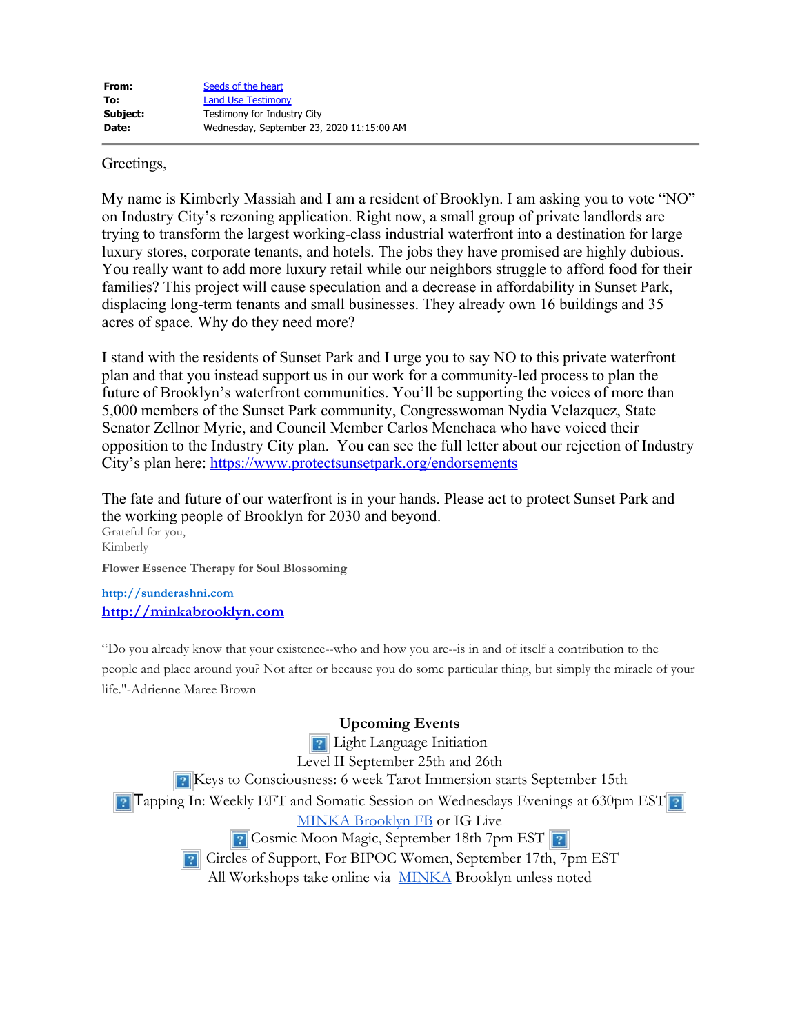| | |
|---|---|
| **From:** | Seeds of the heart |
| **To:** | Land Use Testimony |
| **Subject:** | Testimony for Industry City |
| **Date:** | Wednesday, September 23, 2020 11:15:00 AM |

Greetings,

My name is Kimberly Massiah and I am a resident of Brooklyn. I am asking you to vote "NO" on Industry City's rezoning application. Right now, a small group of private landlords are trying to transform the largest working-class industrial waterfront into a destination for large luxury stores, corporate tenants, and hotels. The jobs they have promised are highly dubious. You really want to add more luxury retail while our neighbors struggle to afford food for their families? This project will cause speculation and a decrease in affordability in Sunset Park, displacing long-term tenants and small businesses. They already own 16 buildings and 35 acres of space. Why do they need more?

I stand with the residents of Sunset Park and I urge you to say NO to this private waterfront plan and that you instead support us in our work for a community-led process to plan the future of Brooklyn's waterfront communities. You'll be supporting the voices of more than 5,000 members of the Sunset Park community, Congresswoman Nydia Velazquez, State Senator Zellnor Myrie, and Council Member Carlos Menchaca who have voiced their opposition to the Industry City plan. You can see the full letter about our rejection of Industry City's plan here: https://www.protectsunsetpark.org/endorsements

The fate and future of our waterfront is in your hands. Please act to protect Sunset Park and the working people of Brooklyn for 2030 and beyond.

Grateful for you,
Kimberly

**Flower Essence Therapy for Soul Blossoming**

**http://sunderashni.com**

**http://minkabrooklyn.com**

"Do you already know that your existence--who and how you are--is in and of itself a contribution to the people and place around you? Not after or because you do some particular thing, but simply the miracle of your life."-Adrienne Maree Brown

**Upcoming Events**

Light Language Initiation
Level II September 25th and 26th

Keys to Consciousness: 6 week Tarot Immersion starts September 15th

Tapping In: Weekly EFT and Somatic Session on Wednesdays Evenings at 630pm EST
MINKA Brooklyn FB or IG Live

Cosmic Moon Magic, September 18th 7pm EST

Circles of Support, For BIPOC Women, September 17th, 7pm EST

All Workshops take online via MINKA Brooklyn unless noted